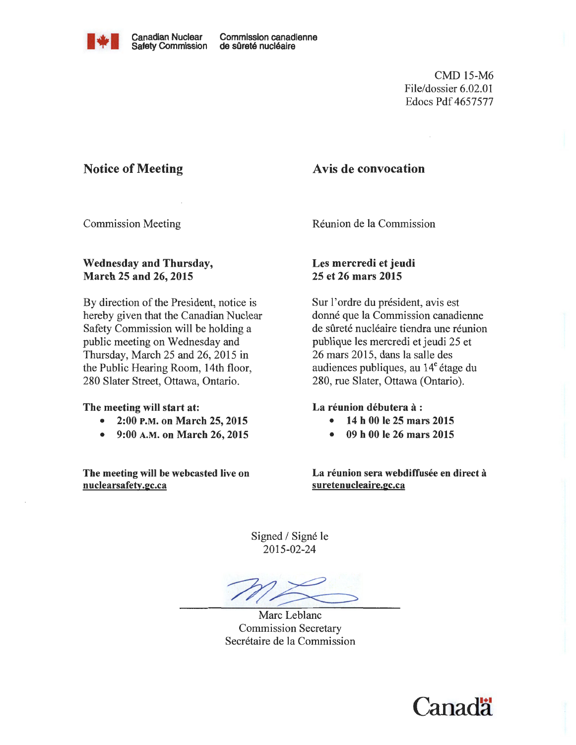Canadian Nuclear Safety Commission | Commission canadienne de sûreté nucléaire

CMD 15-M6
File/dossier 6.02.01
Edocs Pdf 4657577

## Notice of Meeting

Commission Meeting

**Wednesday and Thursday, March 25 and 26, 2015**

By direction of the President, notice is hereby given that the Canadian Nuclear Safety Commission will be holding a public meeting on Wednesday and Thursday, March 25 and 26, 2015 in the Public Hearing Room, 14th floor, 280 Slater Street, Ottawa, Ontario.

**The meeting will start at:**

- **2:00 P.M. on March 25, 2015**
- **9:00 A.M. on March 26, 2015**

**The meeting will be webcasted live on nuclearsafety.gc.ca**

## Avis de convocation

Réunion de la Commission

**Les mercredi et jeudi 25 et 26 mars 2015**

Sur l'ordre du président, avis est donné que la Commission canadienne de sûreté nucléaire tiendra une réunion publique les mercredi et jeudi 25 et 26 mars 2015, dans la salle des audiences publiques, au 14e étage du 280, rue Slater, Ottawa (Ontario).

**La réunion débutera à :**

- **14 h 00 le 25 mars 2015**
- **09 h 00 le 26 mars 2015**

**La réunion sera webdiffusée en direct à suretenucleaire.gc.ca**

Signed / Signé le
2015-02-24

Marc Leblanc
Commission Secretary
Secrétaire de la Commission

Canada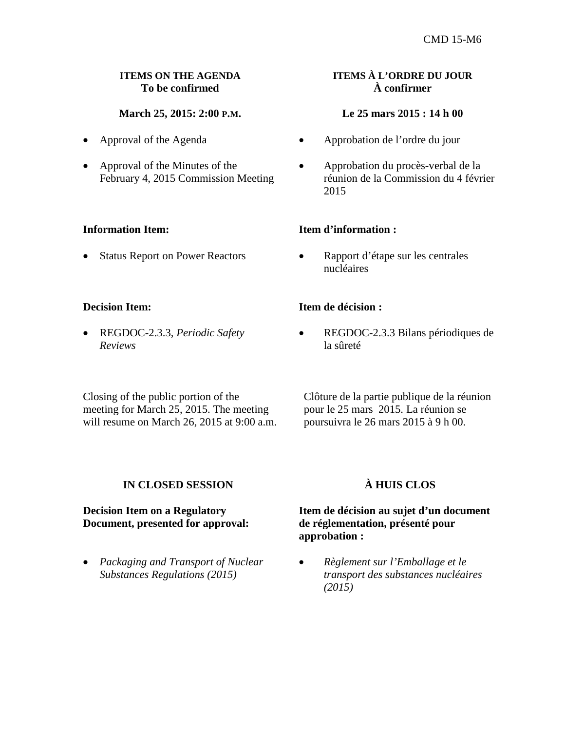CMD 15-M6

**ITEMS ON THE AGENDA**
**To be confirmed**

**March 25, 2015: 2:00 P.M.**

- Approval of the Agenda
- Approval of the Minutes of the February 4, 2015 Commission Meeting

**Information Item:**

- Status Report on Power Reactors

**Decision Item:**

- REGDOC-2.3.3, *Periodic Safety Reviews*

Closing of the public portion of the meeting for March 25, 2015. The meeting will resume on March 26, 2015 at 9:00 a.m.

**ITEMS À L'ORDRE DU JOUR**
**À confirmer**

**Le 25 mars 2015 : 14 h 00**

- Approbation de l'ordre du jour
- Approbation du procès-verbal de la réunion de la Commission du 4 février 2015

**Item d'information :**

- Rapport d'étape sur les centrales nucléaires

**Item de décision :**

- REGDOC-2.3.3 Bilans périodiques de la sûreté

Clôture de la partie publique de la réunion pour le 25 mars 2015. La réunion se poursuivra le 26 mars 2015 à 9 h 00.

**IN CLOSED SESSION**

**Decision Item on a Regulatory Document, presented for approval:**

- *Packaging and Transport of Nuclear Substances Regulations (2015)*

**À HUIS CLOS**

**Item de décision au sujet d'un document de réglementation, présenté pour approbation :**

- *Règlement sur l'Emballage et le transport des substances nucléaires (2015)*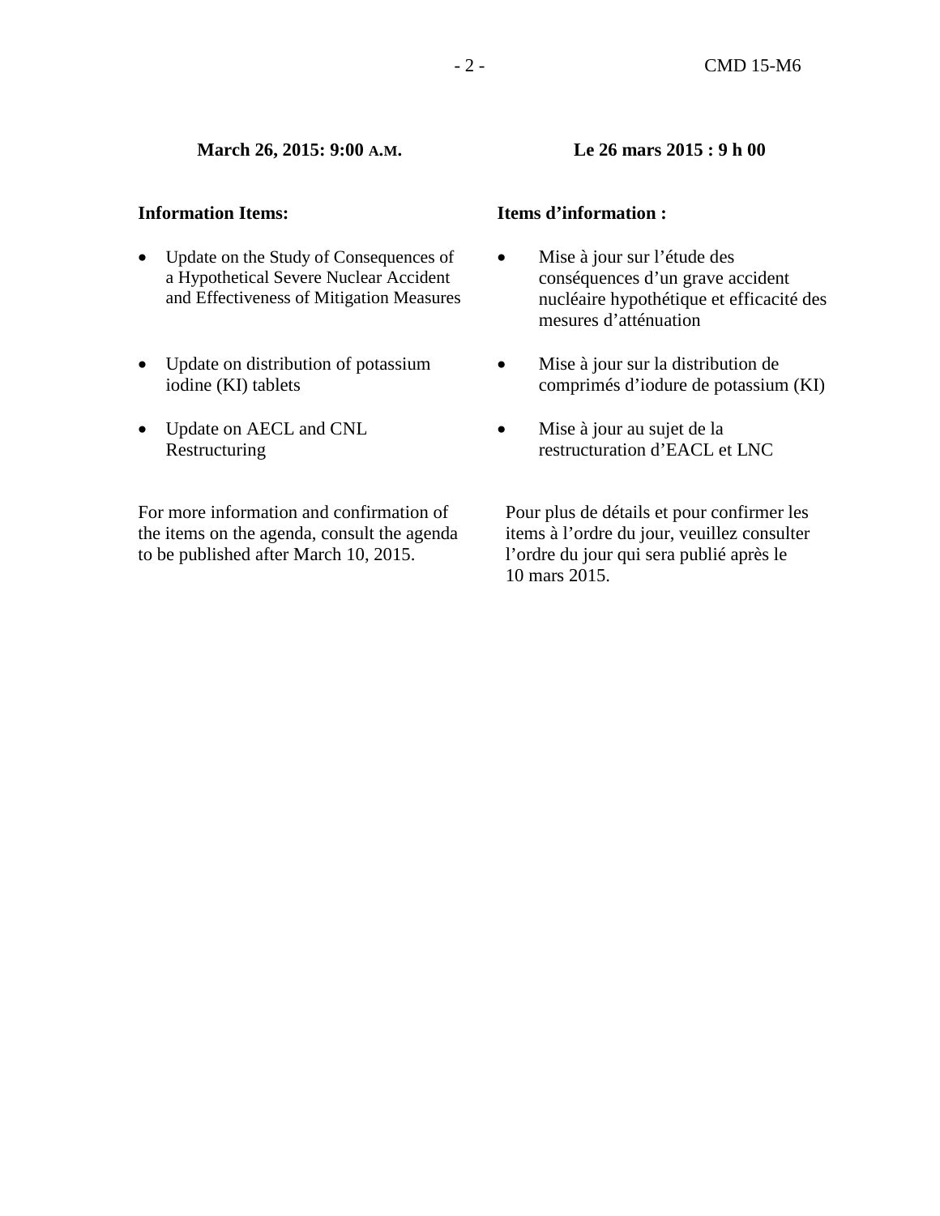**March 26, 2015: 9:00 A.M.**

**Information Items:**

- Update on the Study of Consequences of a Hypothetical Severe Nuclear Accident and Effectiveness of Mitigation Measures
- Update on distribution of potassium iodine (KI) tablets
- Update on AECL and CNL Restructuring

For more information and confirmation of the items on the agenda, consult the agenda to be published after March 10, 2015.

**Le 26 mars 2015 : 9 h 00**

**Items d’information :**

- Mise à jour sur l’étude des conséquences d’un grave accident nucléaire hypothétique et efficacité des mesures d’atténuation
- Mise à jour sur la distribution de comprimés d’iodure de potassium (KI)
- Mise à jour au sujet de la restructuration d’EACL et LNC

Pour plus de détails et pour confirmer les items à l’ordre du jour, veuillez consulter l’ordre du jour qui sera publié après le 10 mars 2015.